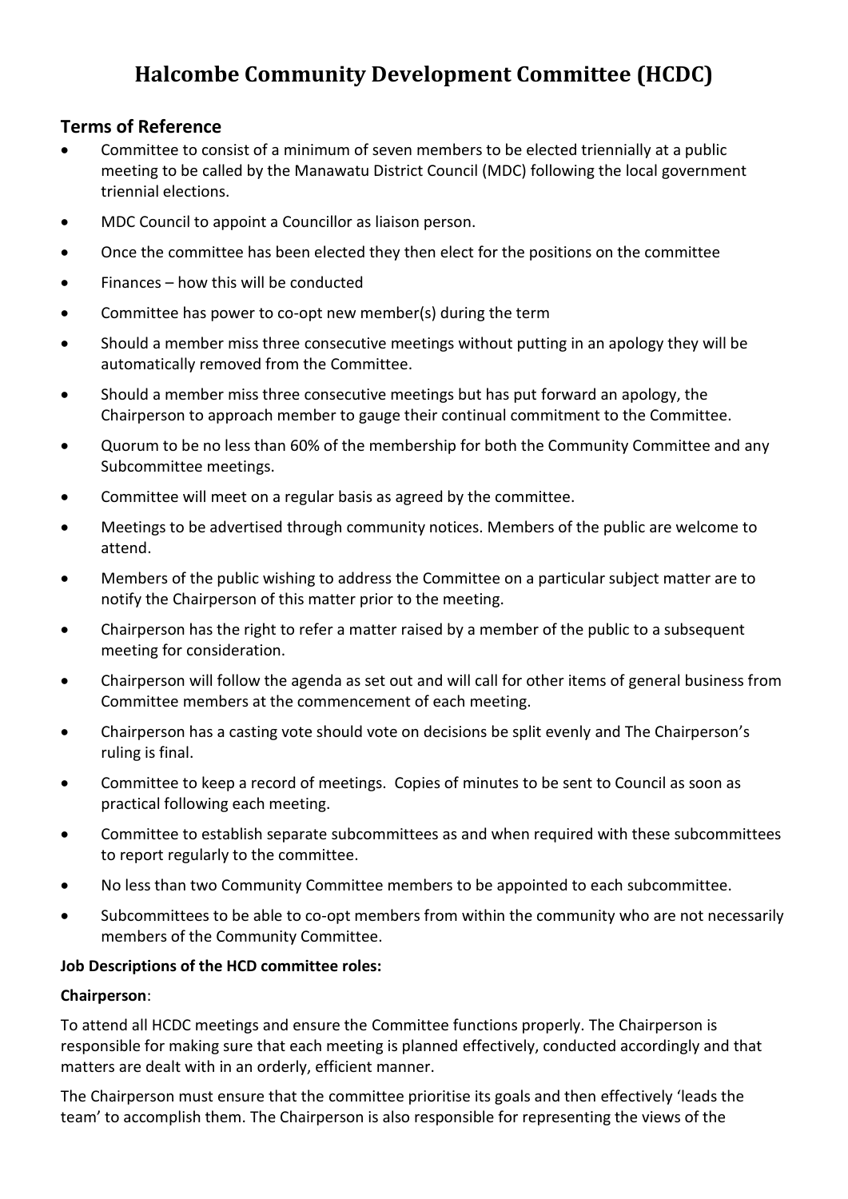# Halcombe Community Development Committee (HCDC)

## Terms of Reference

- Committee to consist of a minimum of seven members to be elected triennially at a public meeting to be called by the Manawatu District Council (MDC) following the local government triennial elections.
- MDC Council to appoint a Councillor as liaison person.
- Once the committee has been elected they then elect for the positions on the committee
- Finances – how this will be conducted
- Committee has power to co-opt new member(s) during the term
- Should a member miss three consecutive meetings without putting in an apology they will be automatically removed from the Committee.
- Should a member miss three consecutive meetings but has put forward an apology, the Chairperson to approach member to gauge their continual commitment to the Committee.
- Quorum to be no less than 60% of the membership for both the Community Committee and any Subcommittee meetings.
- Committee will meet on a regular basis as agreed by the committee.
- Meetings to be advertised through community notices. Members of the public are welcome to attend.
- Members of the public wishing to address the Committee on a particular subject matter are to notify the Chairperson of this matter prior to the meeting.
- Chairperson has the right to refer a matter raised by a member of the public to a subsequent meeting for consideration.
- Chairperson will follow the agenda as set out and will call for other items of general business from Committee members at the commencement of each meeting.
- Chairperson has a casting vote should vote on decisions be split evenly and The Chairperson's ruling is final.
- Committee to keep a record of meetings. Copies of minutes to be sent to Council as soon as practical following each meeting.
- Committee to establish separate subcommittees as and when required with these subcommittees to report regularly to the committee.
- No less than two Community Committee members to be appointed to each subcommittee.
- Subcommittees to be able to co-opt members from within the community who are not necessarily members of the Community Committee.

**Job Descriptions of the HCD committee roles:**

**Chairperson**:

To attend all HCDC meetings and ensure the Committee functions properly. The Chairperson is responsible for making sure that each meeting is planned effectively, conducted accordingly and that matters are dealt with in an orderly, efficient manner.

The Chairperson must ensure that the committee prioritise its goals and then effectively 'leads the team' to accomplish them. The Chairperson is also responsible for representing the views of the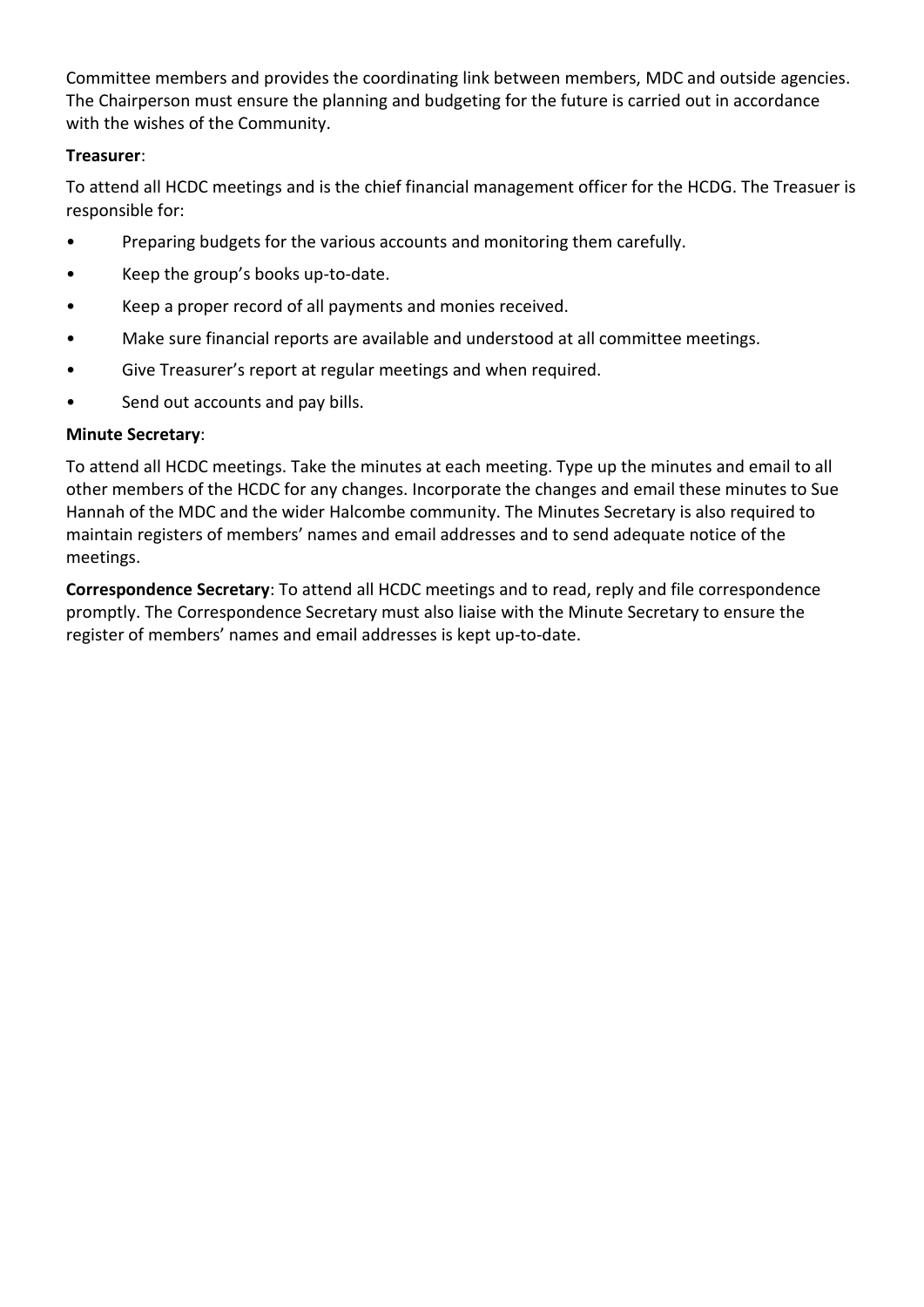Committee members and provides the coordinating link between members, MDC and outside agencies. The Chairperson must ensure the planning and budgeting for the future is carried out in accordance with the wishes of the Community.

**Treasurer**:

To attend all HCDC meetings and is the chief financial management officer for the HCDG. The Treasuer is responsible for:

- Preparing budgets for the various accounts and monitoring them carefully.
- Keep the group's books up-to-date.
- Keep a proper record of all payments and monies received.
- Make sure financial reports are available and understood at all committee meetings.
- Give Treasurer's report at regular meetings and when required.
- Send out accounts and pay bills.

**Minute Secretary**:

To attend all HCDC meetings. Take the minutes at each meeting. Type up the minutes and email to all other members of the HCDC for any changes. Incorporate the changes and email these minutes to Sue Hannah of the MDC and the wider Halcombe community. The Minutes Secretary is also required to maintain registers of members' names and email addresses and to send adequate notice of the meetings.

**Correspondence Secretary**: To attend all HCDC meetings and to read, reply and file correspondence promptly. The Correspondence Secretary must also liaise with the Minute Secretary to ensure the register of members' names and email addresses is kept up-to-date.